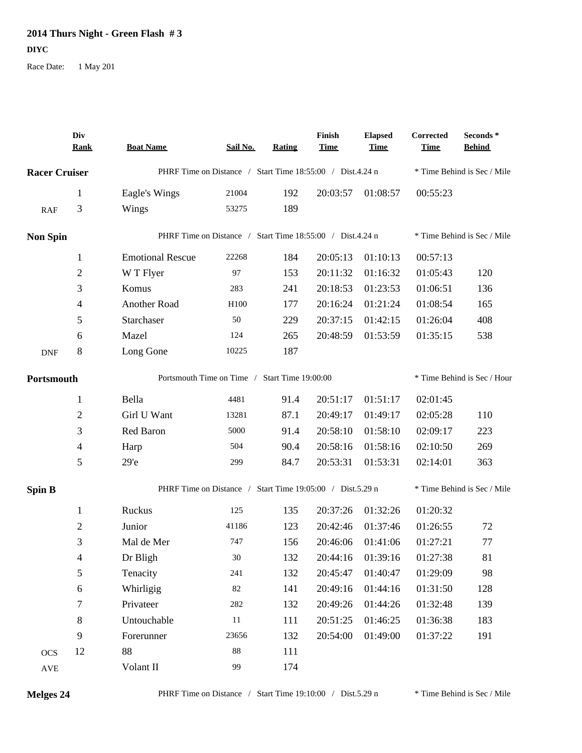# 2014 Thurs Night - Green Flash # 3

**DIYC**

Race Date: 1 May 201

| | Div Rank | Boat Name | Sail No. | Rating | Finish Time | Elapsed Time | Corrected Time | Seconds * Behind |
|---|---|---|---|---|---|---|---|---|
| **Racer Cruiser** | | PHRF Time on Distance / Start Time 18:55:00 / Dist.4.24 n | | | | | * Time Behind is Sec / Mile | |
| | 1 | Eagle's Wings | 21004 | 192 | 20:03:57 | 01:08:57 | 00:55:23 | |
| RAF | 3 | Wings | 53275 | 189 | | | | |
| **Non Spin** | | PHRF Time on Distance / Start Time 18:55:00 / Dist.4.24 n | | | | | * Time Behind is Sec / Mile | |
| | 1 | Emotional Rescue | 22268 | 184 | 20:05:13 | 01:10:13 | 00:57:13 | |
| | 2 | W T Flyer | 97 | 153 | 20:11:32 | 01:16:32 | 01:05:43 | 120 |
| | 3 | Komus | 283 | 241 | 20:18:53 | 01:23:53 | 01:06:51 | 136 |
| | 4 | Another Road | H100 | 177 | 20:16:24 | 01:21:24 | 01:08:54 | 165 |
| | 5 | Starchaser | 50 | 229 | 20:37:15 | 01:42:15 | 01:26:04 | 408 |
| | 6 | Mazel | 124 | 265 | 20:48:59 | 01:53:59 | 01:35:15 | 538 |
| DNF | 8 | Long Gone | 10225 | 187 | | | | |
| **Portsmouth** | | Portsmouth Time on Time / Start Time 19:00:00 | | | | | * Time Behind is Sec / Hour | |
| | 1 | Bella | 4481 | 91.4 | 20:51:17 | 01:51:17 | 02:01:45 | |
| | 2 | Girl U Want | 13281 | 87.1 | 20:49:17 | 01:49:17 | 02:05:28 | 110 |
| | 3 | Red Baron | 5000 | 91.4 | 20:58:10 | 01:58:10 | 02:09:17 | 223 |
| | 4 | Harp | 504 | 90.4 | 20:58:16 | 01:58:16 | 02:10:50 | 269 |
| | 5 | 29'e | 299 | 84.7 | 20:53:31 | 01:53:31 | 02:14:01 | 363 |
| **Spin B** | | PHRF Time on Distance / Start Time 19:05:00 / Dist.5.29 n | | | | | * Time Behind is Sec / Mile | |
| | 1 | Ruckus | 125 | 135 | 20:37:26 | 01:32:26 | 01:20:32 | |
| | 2 | Junior | 41186 | 123 | 20:42:46 | 01:37:46 | 01:26:55 | 72 |
| | 3 | Mal de Mer | 747 | 156 | 20:46:06 | 01:41:06 | 01:27:21 | 77 |
| | 4 | Dr Bligh | 30 | 132 | 20:44:16 | 01:39:16 | 01:27:38 | 81 |
| | 5 | Tenacity | 241 | 132 | 20:45:47 | 01:40:47 | 01:29:09 | 98 |
| | 6 | Whirligig | 82 | 141 | 20:49:16 | 01:44:16 | 01:31:50 | 128 |
| | 7 | Privateer | 282 | 132 | 20:49:26 | 01:44:26 | 01:32:48 | 139 |
| | 8 | Untouchable | 11 | 111 | 20:51:25 | 01:46:25 | 01:36:38 | 183 |
| | 9 | Forerunner | 23656 | 132 | 20:54:00 | 01:49:00 | 01:37:22 | 191 |
| OCS | 12 | 88 | 88 | 111 | | | | |
| AVE | | Volant II | 99 | 174 | | | | |
| **Melges 24** | | PHRF Time on Distance / Start Time 19:10:00 / Dist.5.29 n | | | | | * Time Behind is Sec / Mile | |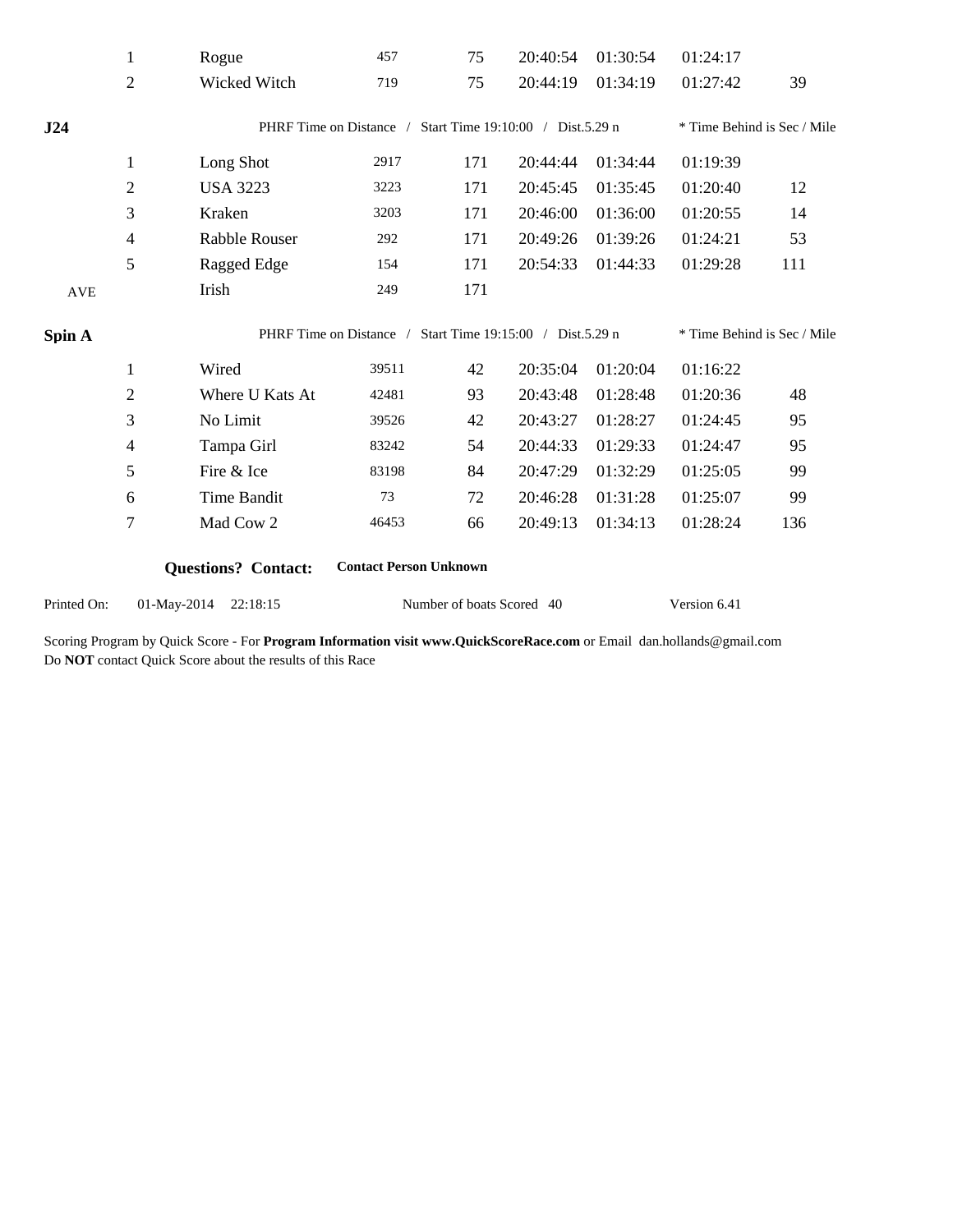| | | | | | | | | |
|---|---|---|---|---|---|---|---|---|
| | 1 | Rogue | 457 | 75 | 20:40:54 | 01:30:54 | 01:24:17 | |
| | 2 | Wicked Witch | 719 | 75 | 20:44:19 | 01:34:19 | 01:27:42 | 39 |

**J24** PHRF Time on Distance / Start Time 19:10:00 / Dist.5.29 n * Time Behind is Sec / Mile

| | | | | | | | | |
|---|---|---|---|---|---|---|---|---|
| | 1 | Long Shot | 2917 | 171 | 20:44:44 | 01:34:44 | 01:19:39 | |
| | 2 | USA 3223 | 3223 | 171 | 20:45:45 | 01:35:45 | 01:20:40 | 12 |
| | 3 | Kraken | 3203 | 171 | 20:46:00 | 01:36:00 | 01:20:55 | 14 |
| | 4 | Rabble Rouser | 292 | 171 | 20:49:26 | 01:39:26 | 01:24:21 | 53 |
| | 5 | Ragged Edge | 154 | 171 | 20:54:33 | 01:44:33 | 01:29:28 | 111 |
| AVE | | Irish | 249 | 171 | | | | |

**Spin A** PHRF Time on Distance / Start Time 19:15:00 / Dist.5.29 n * Time Behind is Sec / Mile

| | | | | | | | | |
|---|---|---|---|---|---|---|---|---|
| | 1 | Wired | 39511 | 42 | 20:35:04 | 01:20:04 | 01:16:22 | |
| | 2 | Where U Kats At | 42481 | 93 | 20:43:48 | 01:28:48 | 01:20:36 | 48 |
| | 3 | No Limit | 39526 | 42 | 20:43:27 | 01:28:27 | 01:24:45 | 95 |
| | 4 | Tampa Girl | 83242 | 54 | 20:44:33 | 01:29:33 | 01:24:47 | 95 |
| | 5 | Fire & Ice | 83198 | 84 | 20:47:29 | 01:32:29 | 01:25:05 | 99 |
| | 6 | Time Bandit | 73 | 72 | 20:46:28 | 01:31:28 | 01:25:07 | 99 |
| | 7 | Mad Cow 2 | 46453 | 66 | 20:49:13 | 01:34:13 | 01:28:24 | 136 |

**Questions? Contact:** **Contact Person Unknown**

Printed On: 01-May-2014 22:18:15 Number of boats Scored 40 Version 6.41

Scoring Program by Quick Score - For **Program Information visit www.QuickScoreRace.com** or Email dan.hollands@gmail.com
Do **NOT** contact Quick Score about the results of this Race